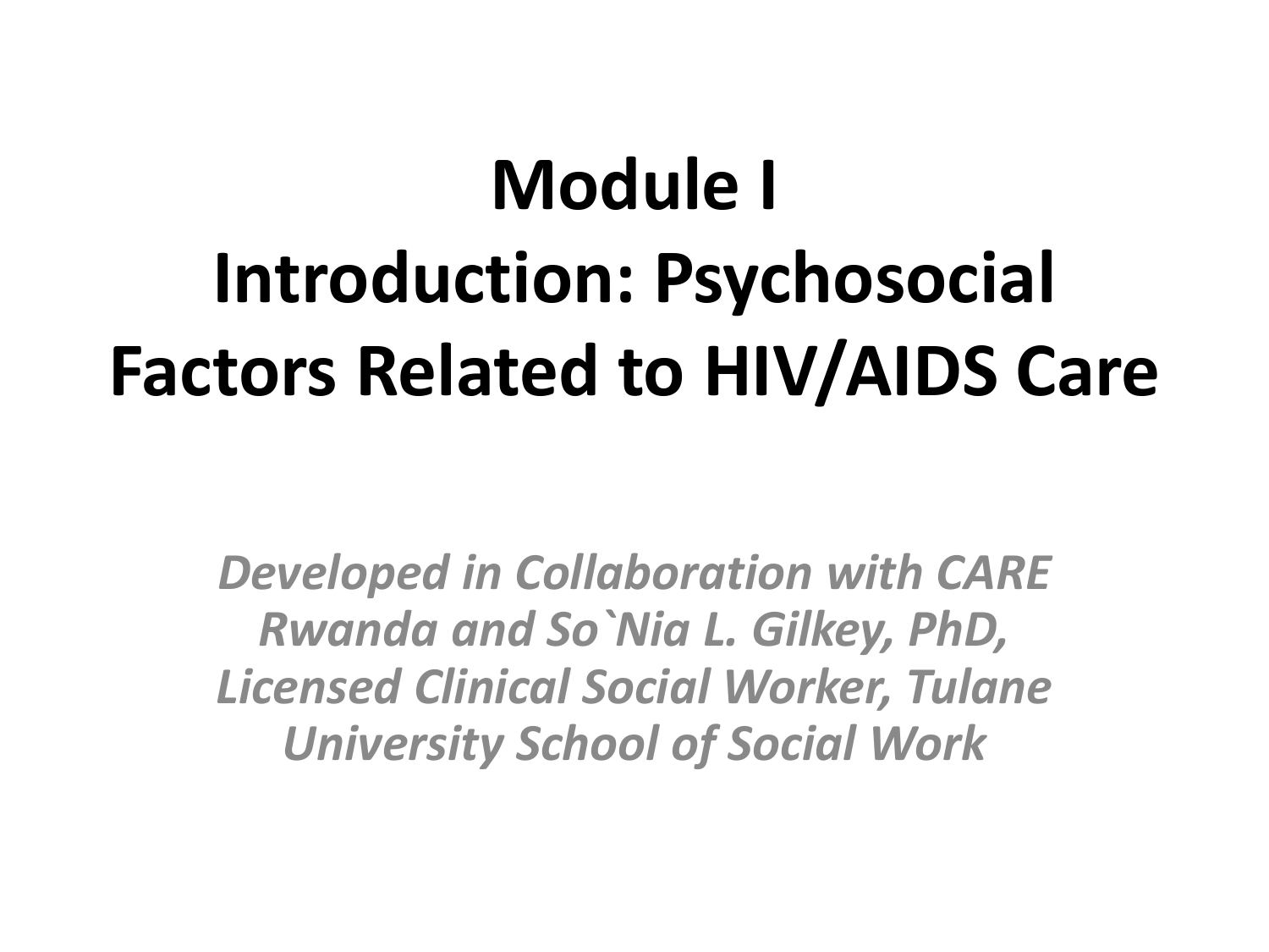# Module I
# Introduction: Psychosocial Factors Related to HIV/AIDS Care

*Developed in Collaboration with CARE Rwanda and So`Nia L. Gilkey, PhD, Licensed Clinical Social Worker, Tulane University School of Social Work*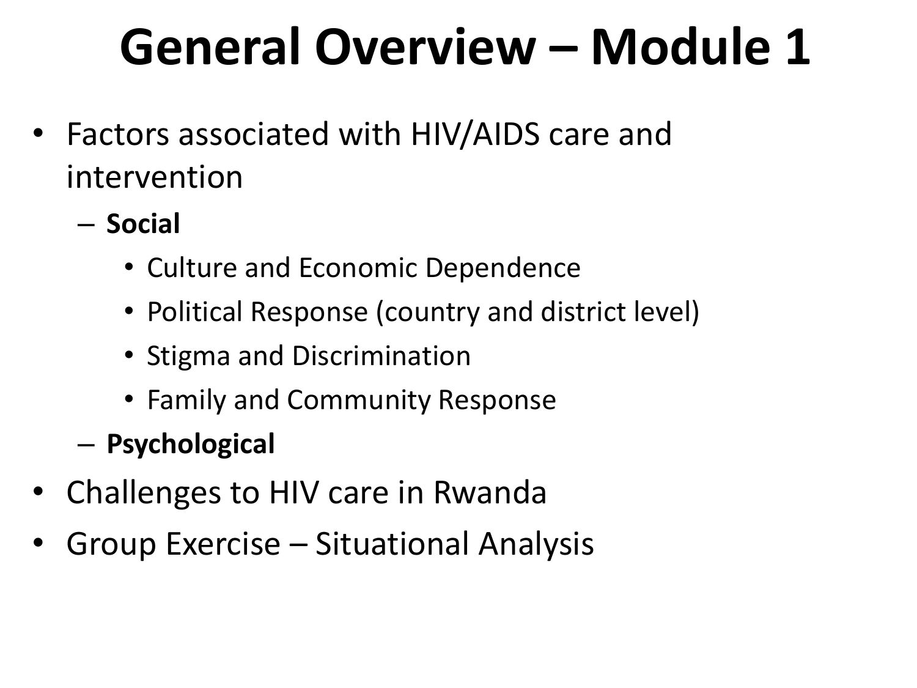# General Overview – Module 1

- Factors associated with HIV/AIDS care and intervention
  - **Social**
    - Culture and Economic Dependence
    - Political Response (country and district level)
    - Stigma and Discrimination
    - Family and Community Response
  - **Psychological**
- Challenges to HIV care in Rwanda
- Group Exercise – Situational Analysis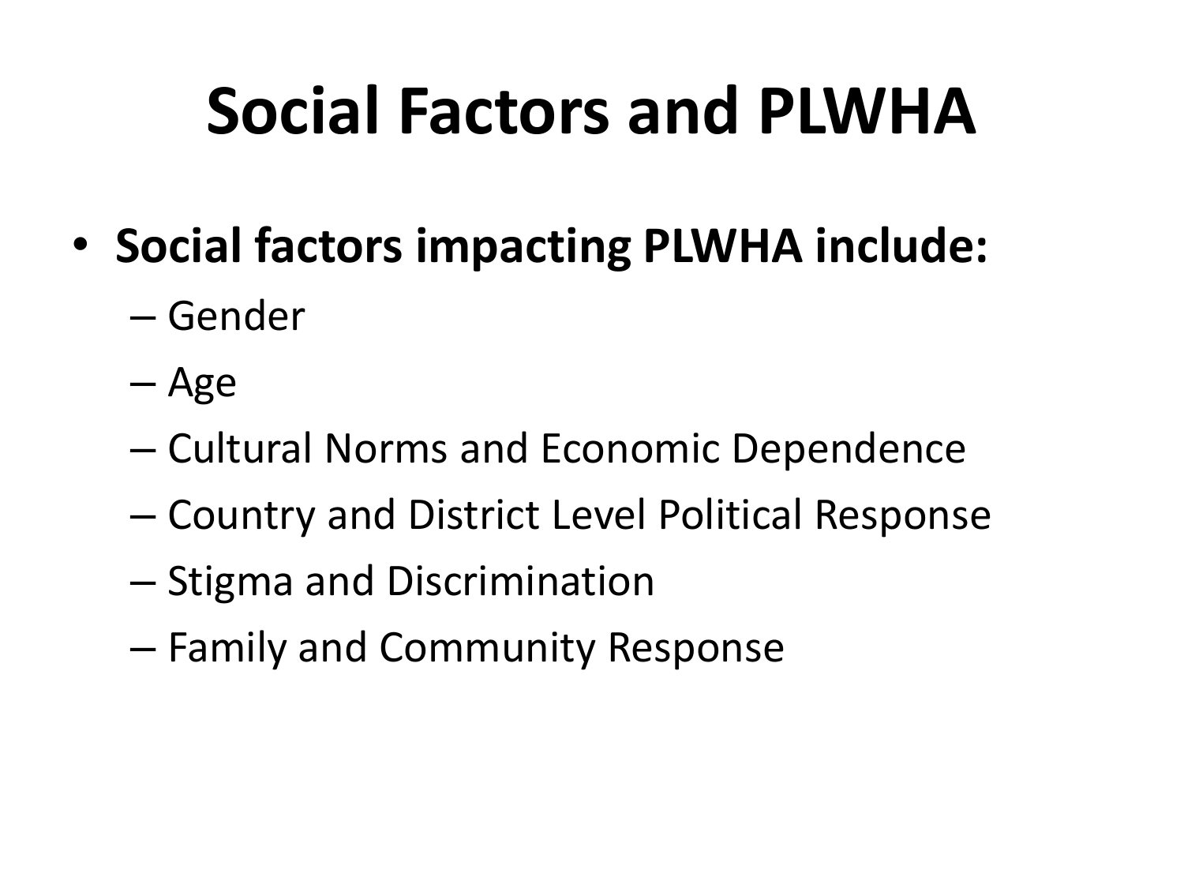# Social Factors and PLWHA

- **Social factors impacting PLWHA include:**
  - Gender
  - Age
  - Cultural Norms and Economic Dependence
  - Country and District Level Political Response
  - Stigma and Discrimination
  - Family and Community Response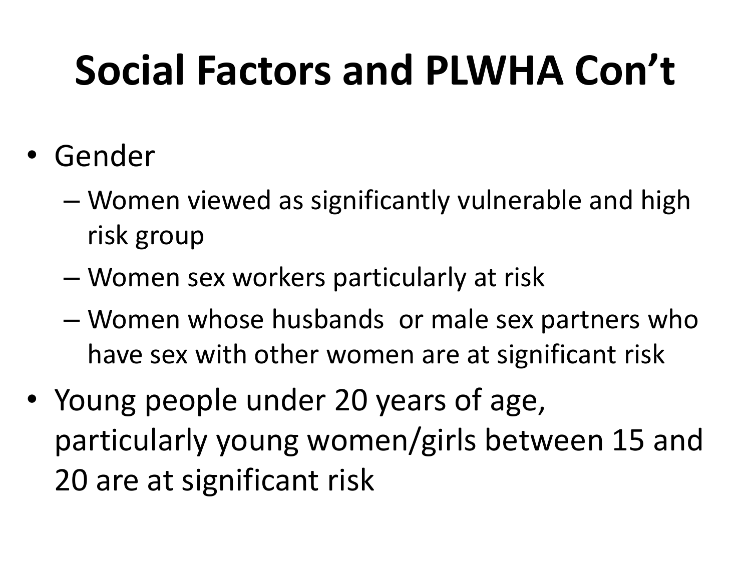# Social Factors and PLWHA Con't

- Gender
  - Women viewed as significantly vulnerable and high risk group
  - Women sex workers particularly at risk
  - Women whose husbands  or male sex partners who have sex with other women are at significant risk
- Young people under 20 years of age, particularly young women/girls between 15 and 20 are at significant risk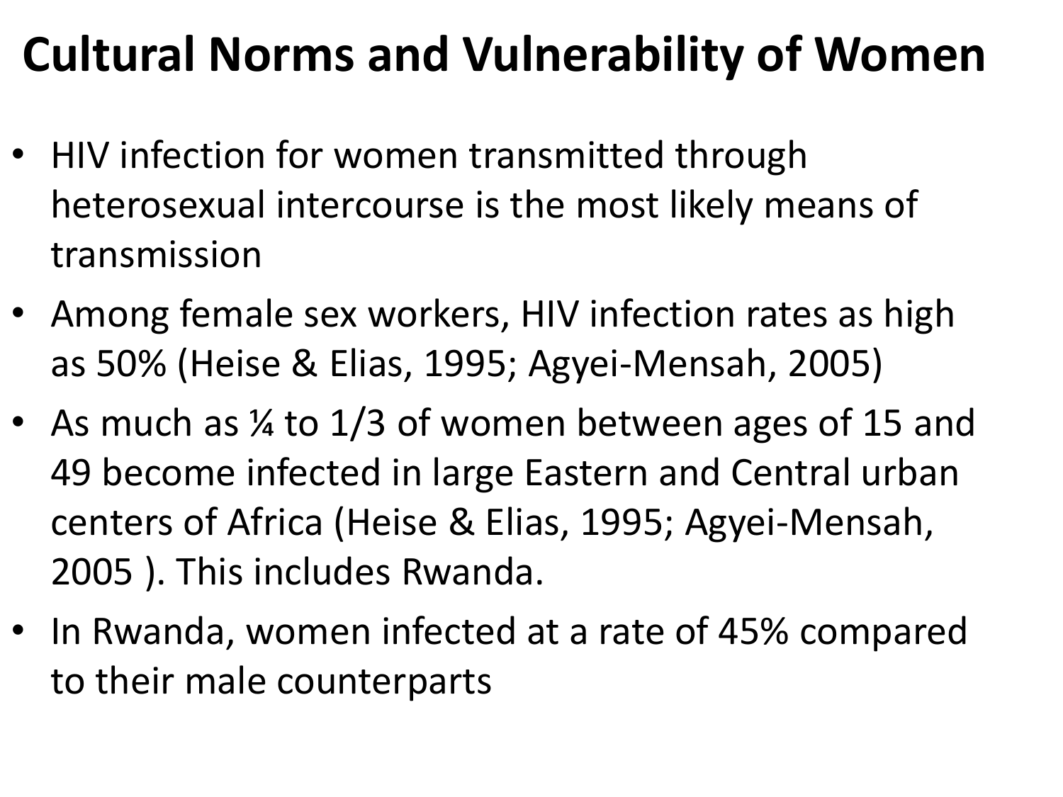# Cultural Norms and Vulnerability of Women

- HIV infection for women transmitted through heterosexual intercourse is the most likely means of transmission
- Among female sex workers, HIV infection rates as high as 50% (Heise & Elias, 1995; Agyei-Mensah, 2005)
- As much as ¼ to 1/3 of women between ages of 15 and 49 become infected in large Eastern and Central urban centers of Africa (Heise & Elias, 1995; Agyei-Mensah, 2005 ). This includes Rwanda.
- In Rwanda, women infected at a rate of 45% compared to their male counterparts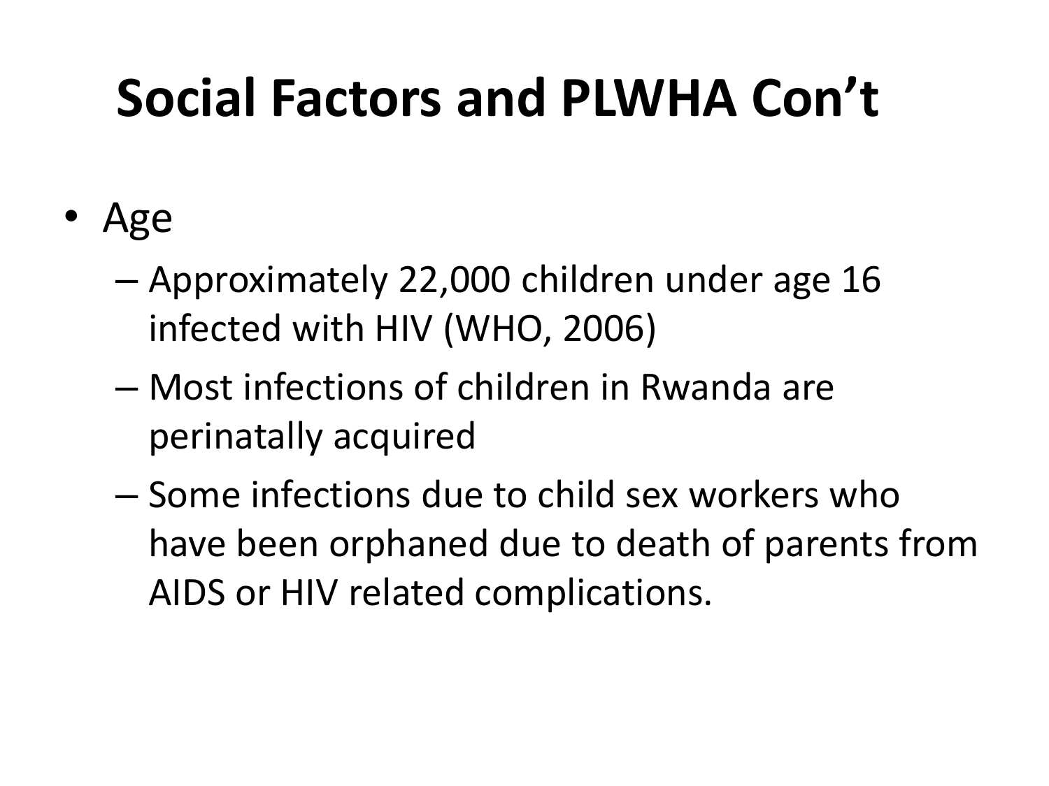# Social Factors and PLWHA Con't

- Age
  - Approximately 22,000 children under age 16 infected with HIV (WHO, 2006)
  - Most infections of children in Rwanda are perinatally acquired
  - Some infections due to child sex workers who have been orphaned due to death of parents from AIDS or HIV related complications.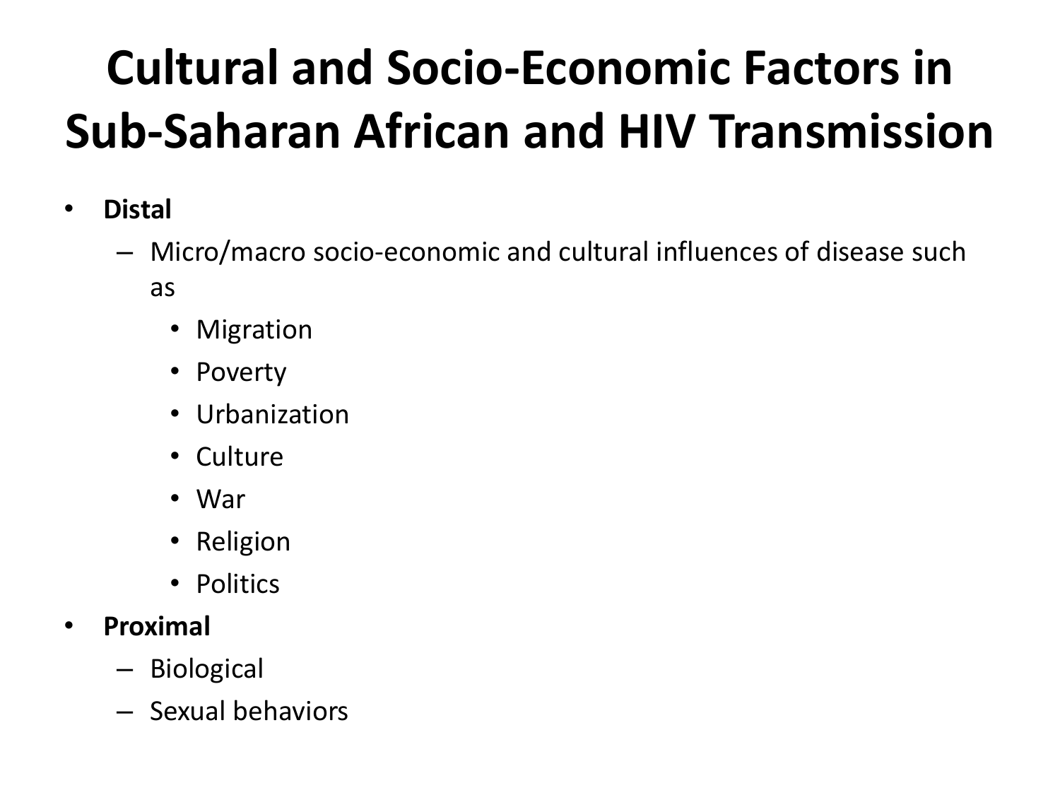# Cultural and Socio-Economic Factors in Sub-Saharan African and HIV Transmission

- **Distal**
  - Micro/macro socio-economic and cultural influences of disease such as
    - Migration
    - Poverty
    - Urbanization
    - Culture
    - War
    - Religion
    - Politics
- **Proximal**
  - Biological
  - Sexual behaviors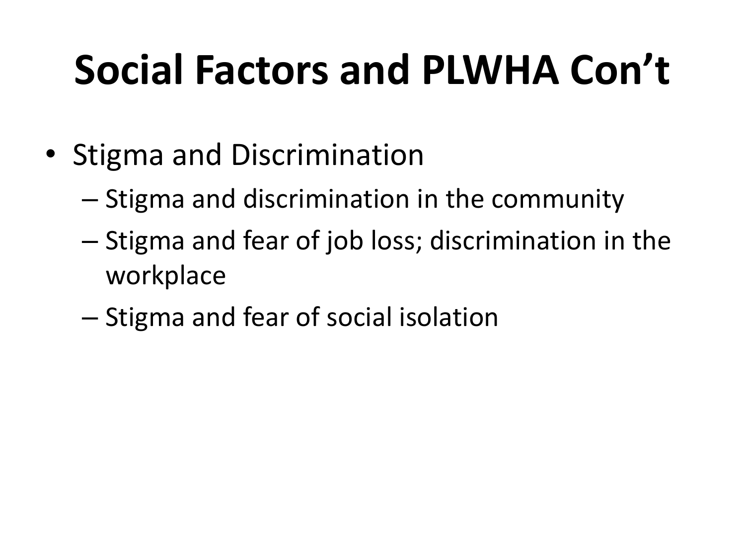# Social Factors and PLWHA Con't

- Stigma and Discrimination
  - Stigma and discrimination in the community
  - Stigma and fear of job loss; discrimination in the workplace
  - Stigma and fear of social isolation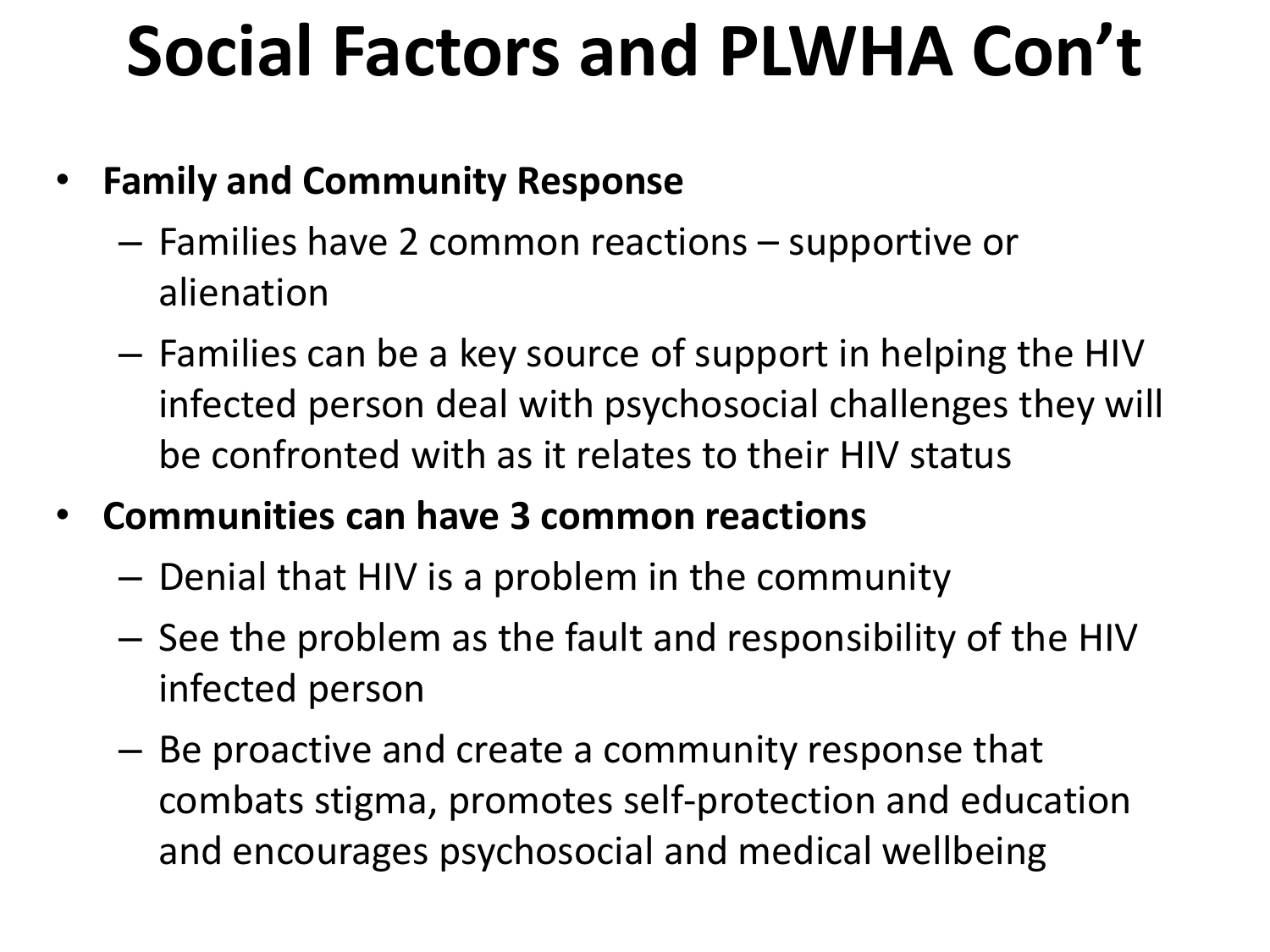# Social Factors and PLWHA Con't

- **Family and Community Response**
  - Families have 2 common reactions – supportive or alienation
  - Families can be a key source of support in helping the HIV infected person deal with psychosocial challenges they will be confronted with as it relates to their HIV status
- **Communities can have 3 common reactions**
  - Denial that HIV is a problem in the community
  - See the problem as the fault and responsibility of the HIV infected person
  - Be proactive and create a community response that combats stigma, promotes self-protection and education and encourages psychosocial and medical wellbeing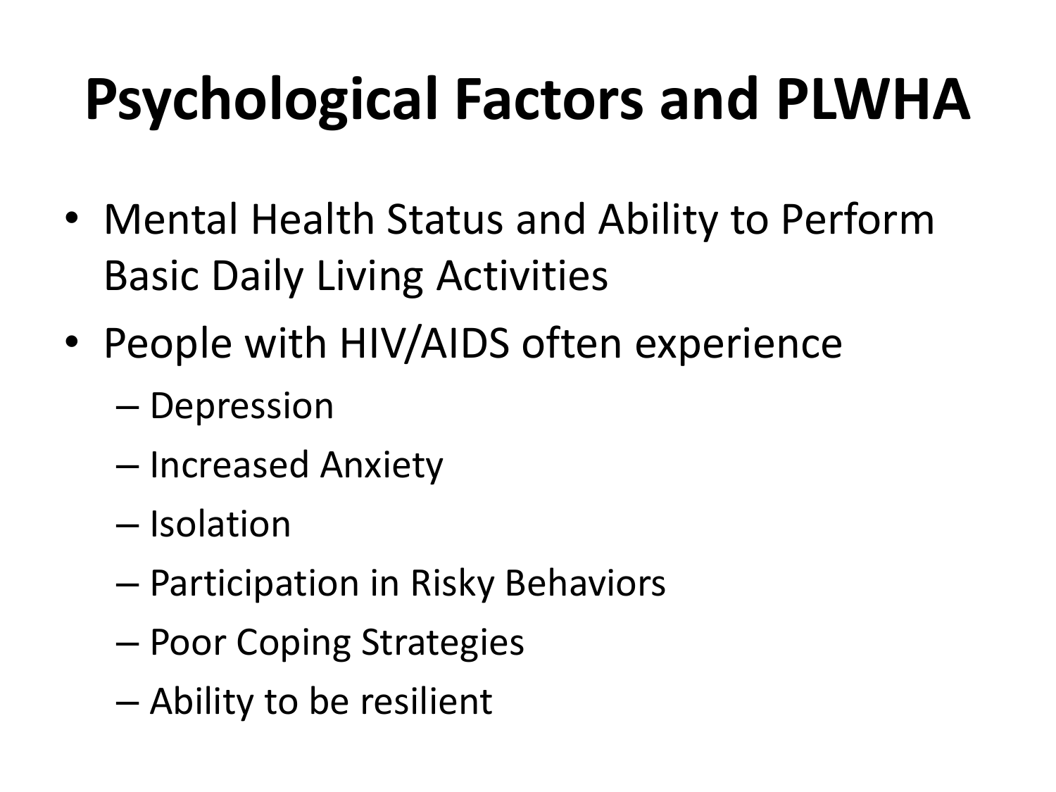# Psychological Factors and PLWHA

- Mental Health Status and Ability to Perform Basic Daily Living Activities
- People with HIV/AIDS often experience
  - Depression
  - Increased Anxiety
  - Isolation
  - Participation in Risky Behaviors
  - Poor Coping Strategies
  - Ability to be resilient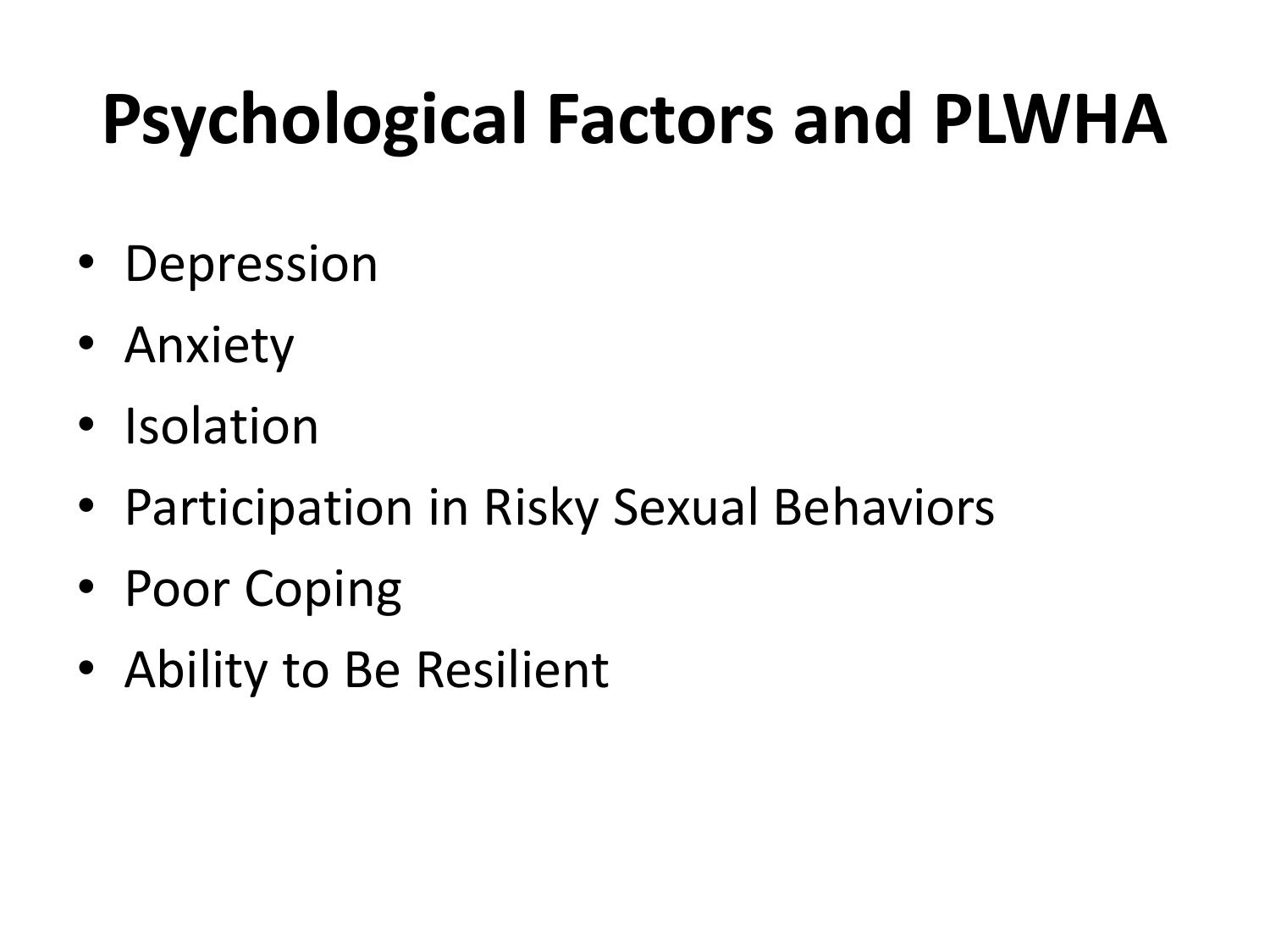# Psychological Factors and PLWHA

- Depression
- Anxiety
- Isolation
- Participation in Risky Sexual Behaviors
- Poor Coping
- Ability to Be Resilient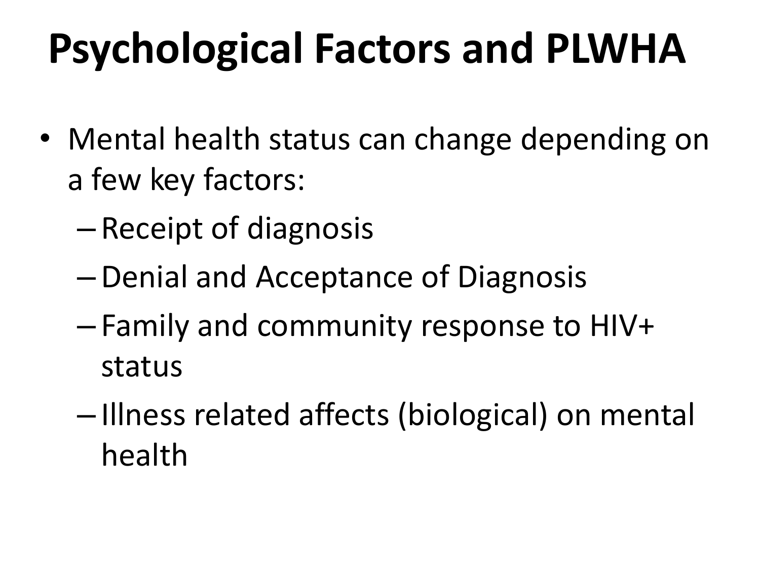# Psychological Factors and PLWHA

- Mental health status can change depending on a few key factors:
  - Receipt of diagnosis
  - Denial and Acceptance of Diagnosis
  - Family and community response to HIV+ status
  - Illness related affects (biological) on mental health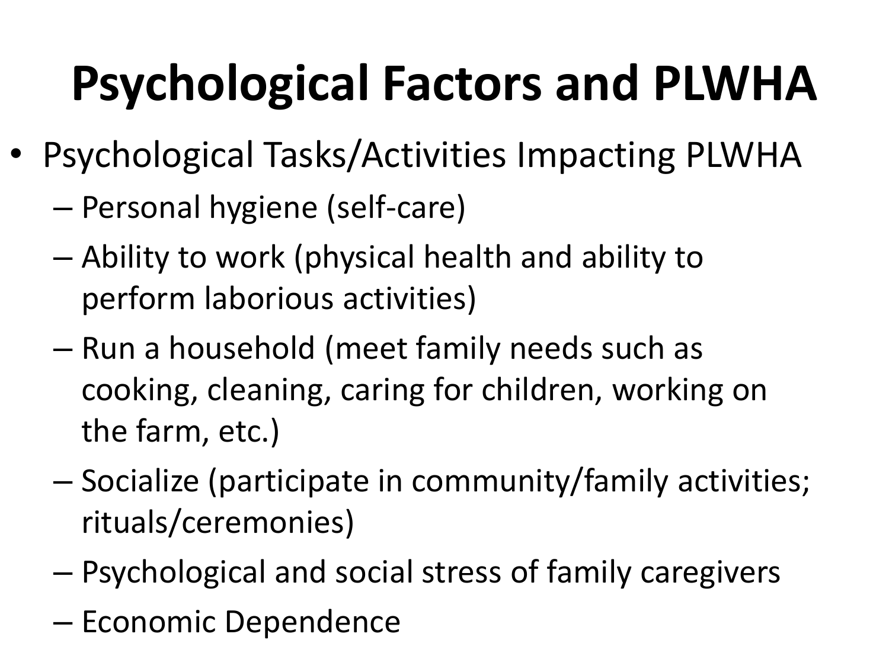# Psychological Factors and PLWHA

- Psychological Tasks/Activities Impacting PLWHA
  - Personal hygiene (self-care)
  - Ability to work (physical health and ability to perform laborious activities)
  - Run a household (meet family needs such as cooking, cleaning, caring for children, working on the farm, etc.)
  - Socialize (participate in community/family activities; rituals/ceremonies)
  - Psychological and social stress of family caregivers
  - Economic Dependence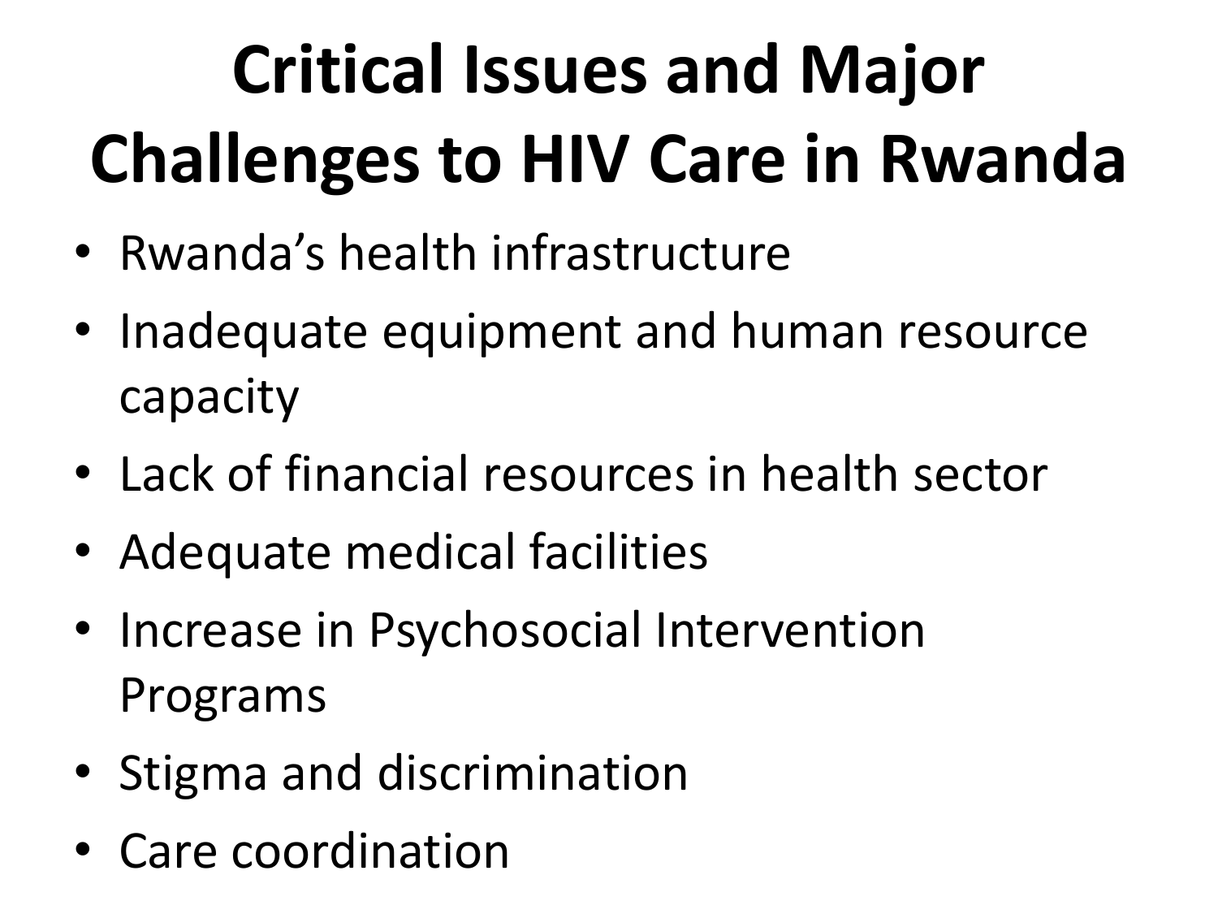# Critical Issues and Major Challenges to HIV Care in Rwanda

- Rwanda's health infrastructure
- Inadequate equipment and human resource capacity
- Lack of financial resources in health sector
- Adequate medical facilities
- Increase in Psychosocial Intervention Programs
- Stigma and discrimination
- Care coordination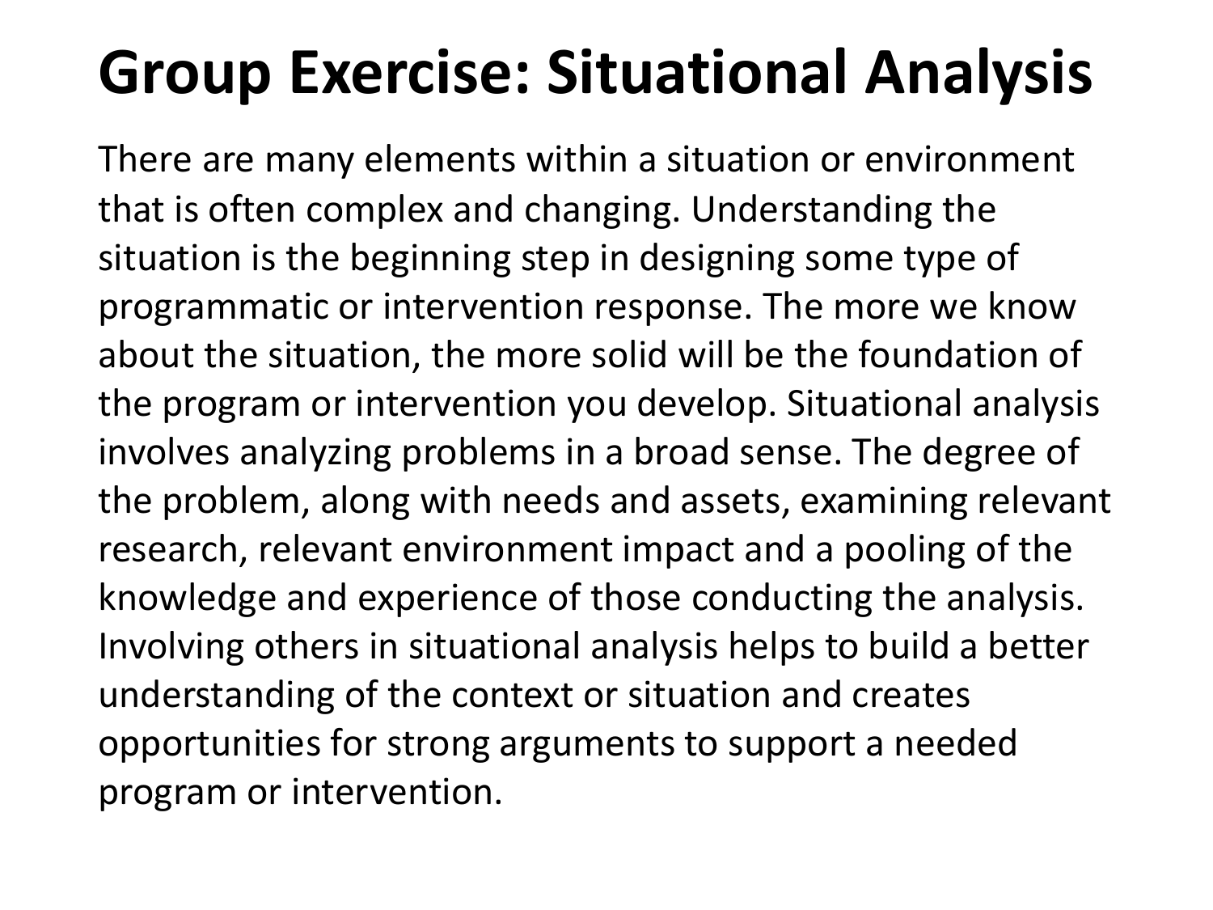# Group Exercise: Situational Analysis

There are many elements within a situation or environment that is often complex and changing. Understanding the situation is the beginning step in designing some type of programmatic or intervention response. The more we know about the situation, the more solid will be the foundation of the program or intervention you develop. Situational analysis involves analyzing problems in a broad sense. The degree of the problem, along with needs and assets, examining relevant research, relevant environment impact and a pooling of the knowledge and experience of those conducting the analysis. Involving others in situational analysis helps to build a better understanding of the context or situation and creates opportunities for strong arguments to support a needed program or intervention.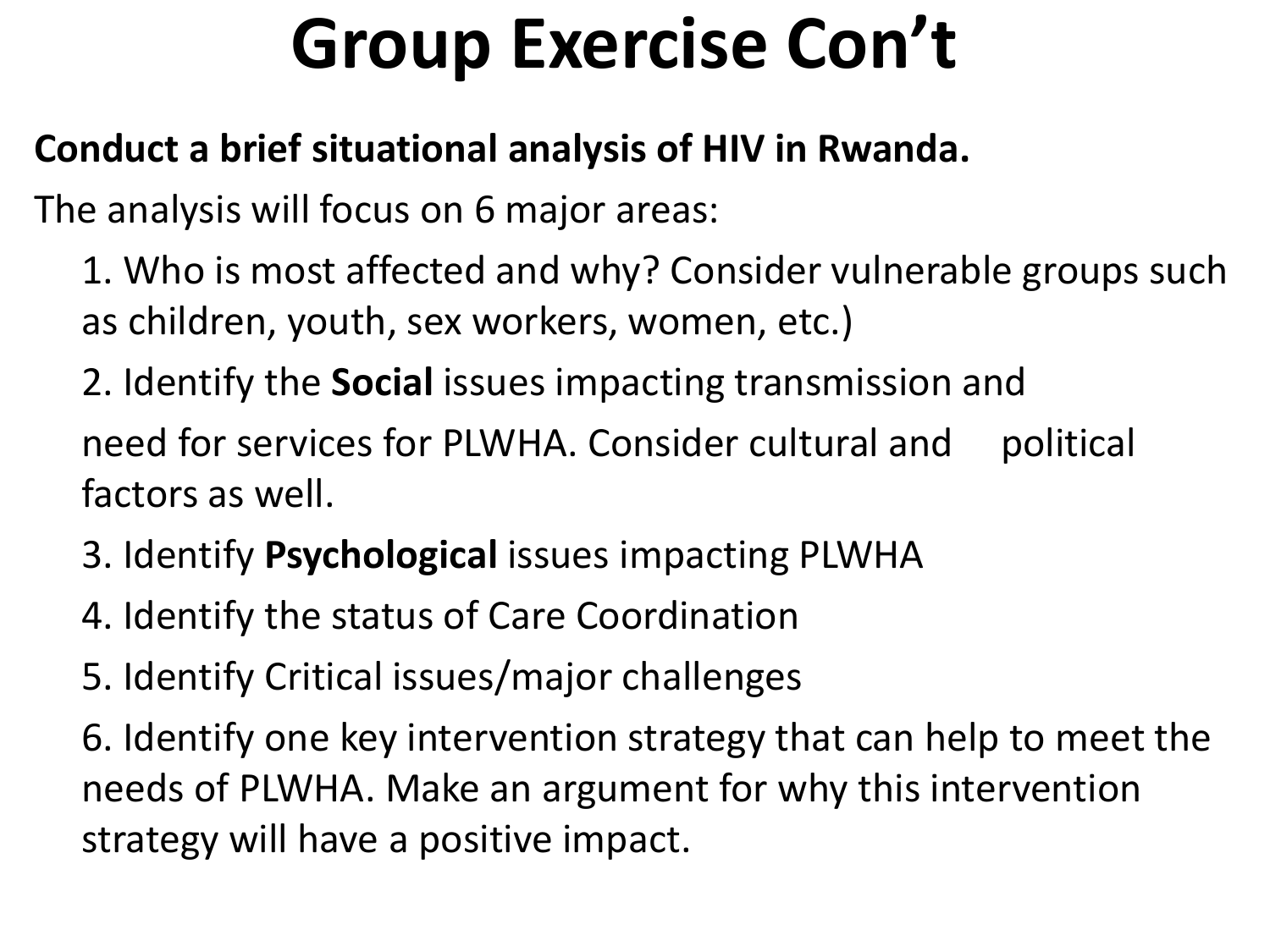# Group Exercise Con't

**Conduct a brief situational analysis of HIV in Rwanda.**

The analysis will focus on 6 major areas:

1. Who is most affected and why? Consider vulnerable groups such as children, youth, sex workers, women, etc.)
2. Identify the **Social** issues impacting transmission and need for services for PLWHA. Consider cultural and political factors as well.
3. Identify **Psychological** issues impacting PLWHA
4. Identify the status of Care Coordination
5. Identify Critical issues/major challenges
6. Identify one key intervention strategy that can help to meet the needs of PLWHA. Make an argument for why this intervention strategy will have a positive impact.